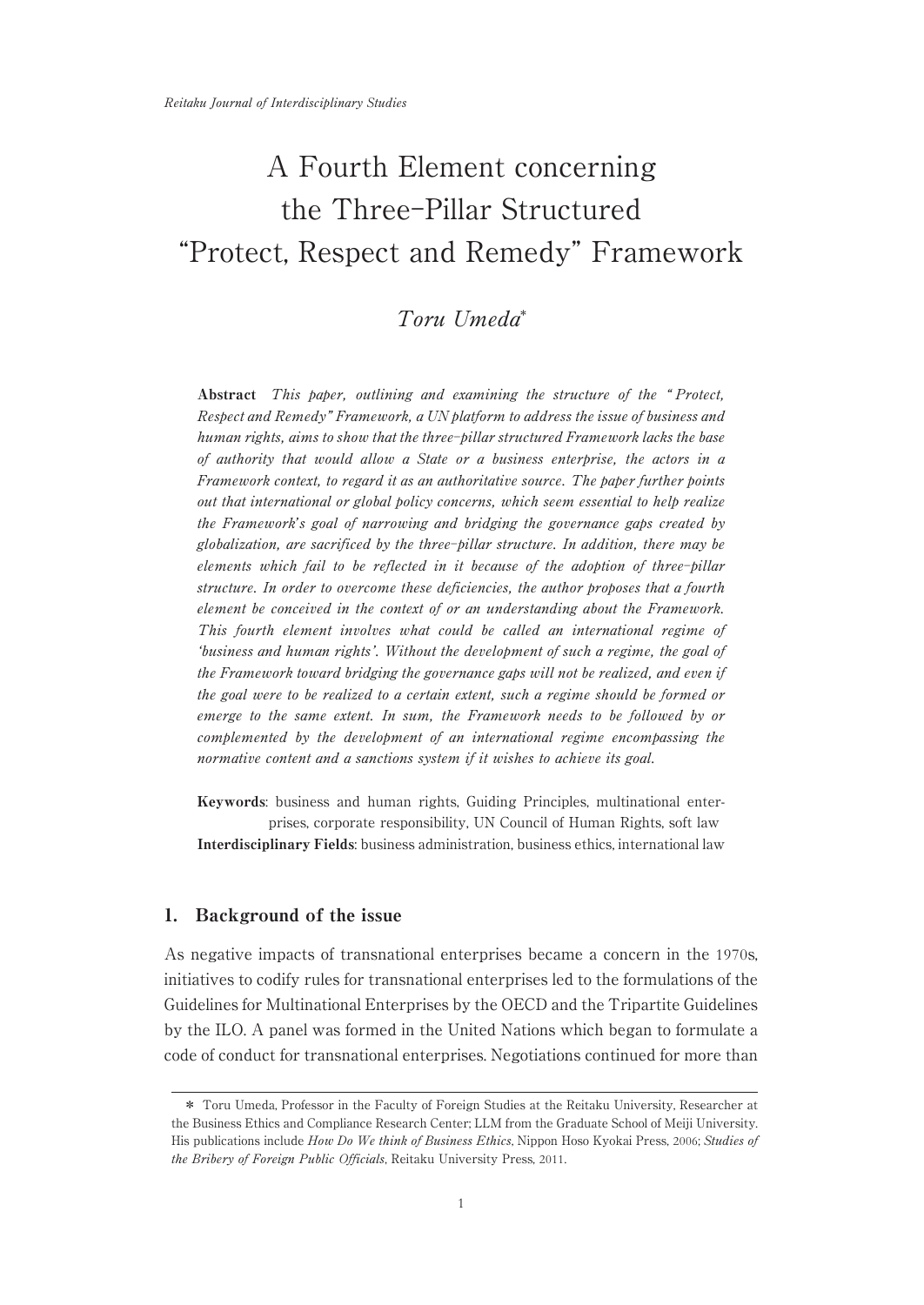# A Fourth Element concerning the Three-Pillar Structured "Protect, Respect and Remedy" Framework

*Toru Umeda*\*

**Abstract** *This paper, outlining and examining the structure of the "Protect, Respect and Remedy" Framework, a UN platform to address the issue of business and human rights, aims to show that the three-pillar structured Framework lacks the base of authority that would allow a State or a business enterprise, the actors in a Framework context, to regard it as an authoritative source. The paper further points out that international or global policy concerns, which seem essential to help realize the Framework's goal of narrowing and bridging the governance gaps created by globalization, are sacrificed by the three-pillar structure. In addition, there may be elements which fail to be reflected in it because of the adoption of three-pillar structure. In order to overcome these deficiencies, the author proposes that a fourth element be conceived in the context of or an understanding about the Framework. This fourth element involves what could be called an international regime of 'business and human rights'. Without the development of such a regime, the goal of the Framework toward bridging the governance gaps will not be realized, and even if the goal were to be realized to a certain extent, such a regime should be formed or emerge to the same extent. In sum, the Framework needs to be followed by or complemented by the development of an international regime encompassing the normative content and a sanctions system if it wishes to achieve its goal.*

**Keywords**: business and human rights, Guiding Principles, multinational enterprises, corporate responsibility, UN Council of Human Rights, soft law
**Interdisciplinary Fields**: business administration, business ethics, international law

## 1. Background of the issue

As negative impacts of transnational enterprises became a concern in the 1970s, initiatives to codify rules for transnational enterprises led to the formulations of the Guidelines for Multinational Enterprises by the OECD and the Tripartite Guidelines by the ILO. A panel was formed in the United Nations which began to formulate a code of conduct for transnational enterprises. Negotiations continued for more than

---

\* Toru Umeda, Professor in the Faculty of Foreign Studies at the Reitaku University, Researcher at the Business Ethics and Compliance Research Center; LLM from the Graduate School of Meiji University. His publications include *How Do We think of Business Ethics*, Nippon Hoso Kyokai Press, 2006; *Studies of the Bribery of Foreign Public Officials*, Reitaku University Press, 2011.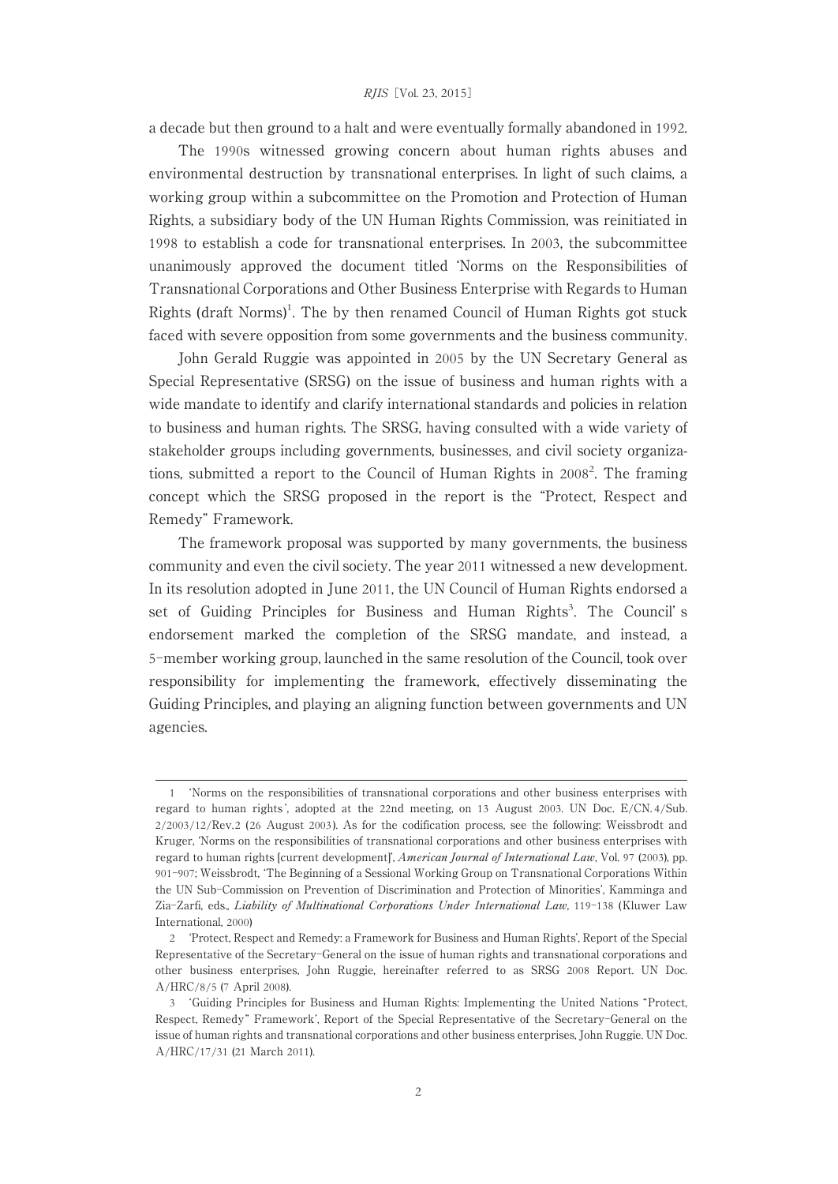a decade but then ground to a halt and were eventually formally abandoned in 1992.

The 1990s witnessed growing concern about human rights abuses and environmental destruction by transnational enterprises. In light of such claims, a working group within a subcommittee on the Promotion and Protection of Human Rights, a subsidiary body of the UN Human Rights Commission, was reinitiated in 1998 to establish a code for transnational enterprises. In 2003, the subcommittee unanimously approved the document titled 'Norms on the Responsibilities of Transnational Corporations and Other Business Enterprise with Regards to Human Rights (draft Norms)[1]. The by then renamed Council of Human Rights got stuck faced with severe opposition from some governments and the business community.

John Gerald Ruggie was appointed in 2005 by the UN Secretary General as Special Representative (SRSG) on the issue of business and human rights with a wide mandate to identify and clarify international standards and policies in relation to business and human rights. The SRSG, having consulted with a wide variety of stakeholder groups including governments, businesses, and civil society organizations, submitted a report to the Council of Human Rights in 2008[2]. The framing concept which the SRSG proposed in the report is the "Protect, Respect and Remedy" Framework.

The framework proposal was supported by many governments, the business community and even the civil society. The year 2011 witnessed a new development. In its resolution adopted in June 2011, the UN Council of Human Rights endorsed a set of Guiding Principles for Business and Human Rights[3]. The Council' s endorsement marked the completion of the SRSG mandate, and instead, a 5-member working group, launched in the same resolution of the Council, took over responsibility for implementing the framework, effectively disseminating the Guiding Principles, and playing an aligning function between governments and UN agencies.

---

1 'Norms on the responsibilities of transnational corporations and other business enterprises with regard to human rights', adopted at the 22nd meeting, on 13 August 2003. UN Doc. E/CN.4/Sub. 2/2003/12/Rev.2 (26 August 2003). As for the codification process, see the following: Weissbrodt and Kruger, 'Norms on the responsibilities of transnational corporations and other business enterprises with regard to human rights [current development]', *American Journal of International Law*, Vol. 97 (2003), pp. 901-907; Weissbrodt, 'The Beginning of a Sessional Working Group on Transnational Corporations Within the UN Sub-Commission on Prevention of Discrimination and Protection of Minorities', Kamminga and Zia-Zarfi, eds., *Liability of Multinational Corporations Under International Law*, 119-138 (Kluwer Law International, 2000)

2 'Protect, Respect and Remedy: a Framework for Business and Human Rights', Report of the Special Representative of the Secretary-General on the issue of human rights and transnational corporations and other business enterprises, John Ruggie, hereinafter referred to as SRSG 2008 Report. UN Doc. A/HRC/8/5 (7 April 2008).

3 'Guiding Principles for Business and Human Rights: Implementing the United Nations "Protect, Respect, Remedy" Framework', Report of the Special Representative of the Secretary-General on the issue of human rights and transnational corporations and other business enterprises, John Ruggie. UN Doc. A/HRC/17/31 (21 March 2011).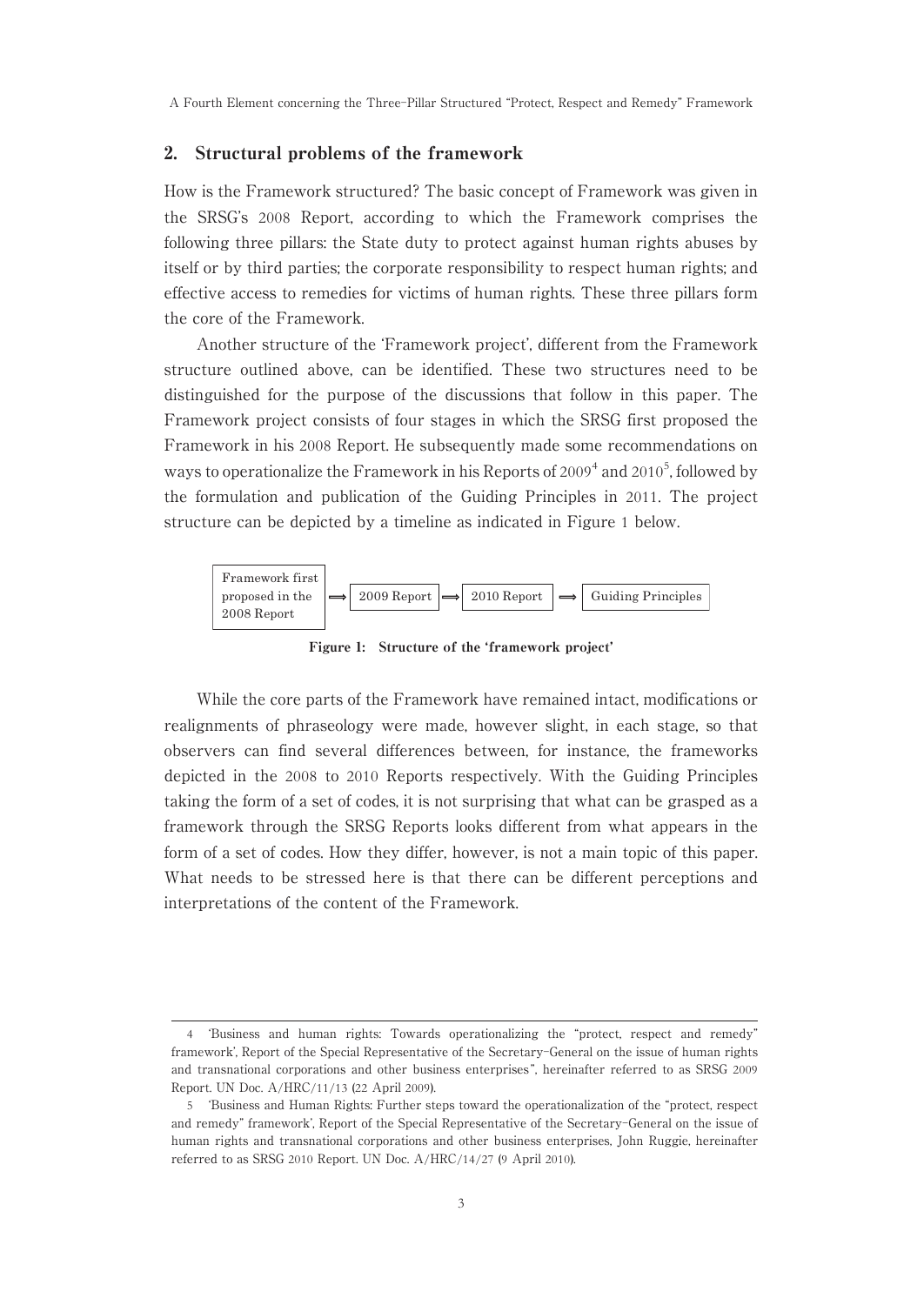## 2. Structural problems of the framework

How is the Framework structured? The basic concept of Framework was given in the SRSG's 2008 Report, according to which the Framework comprises the following three pillars: the State duty to protect against human rights abuses by itself or by third parties; the corporate responsibility to respect human rights; and effective access to remedies for victims of human rights. These three pillars form the core of the Framework.

Another structure of the 'Framework project', different from the Framework structure outlined above, can be identified. These two structures need to be distinguished for the purpose of the discussions that follow in this paper. The Framework project consists of four stages in which the SRSG first proposed the Framework in his 2008 Report. He subsequently made some recommendations on ways to operationalize the Framework in his Reports of 2009[4] and 2010[5], followed by the formulation and publication of the Guiding Principles in 2011. The project structure can be depicted by a timeline as indicated in Figure 1 below.

Framework first proposed in the 2008 Report ⟹ 2009 Report ⟹ 2010 Report ⟹ Guiding Principles

**Figure 1: Structure of the 'framework project'**

While the core parts of the Framework have remained intact, modifications or realignments of phraseology were made, however slight, in each stage, so that observers can find several differences between, for instance, the frameworks depicted in the 2008 to 2010 Reports respectively. With the Guiding Principles taking the form of a set of codes, it is not surprising that what can be grasped as a framework through the SRSG Reports looks different from what appears in the form of a set of codes. How they differ, however, is not a main topic of this paper. What needs to be stressed here is that there can be different perceptions and interpretations of the content of the Framework.

---

4 'Business and human rights: Towards operationalizing the "protect, respect and remedy" framework', Report of the Special Representative of the Secretary-General on the issue of human rights and transnational corporations and other business enterprises", hereinafter referred to as SRSG 2009 Report. UN Doc. A/HRC/11/13 (22 April 2009).

5 'Business and Human Rights: Further steps toward the operationalization of the "protect, respect and remedy" framework', Report of the Special Representative of the Secretary-General on the issue of human rights and transnational corporations and other business enterprises, John Ruggie, hereinafter referred to as SRSG 2010 Report. UN Doc. A/HRC/14/27 (9 April 2010).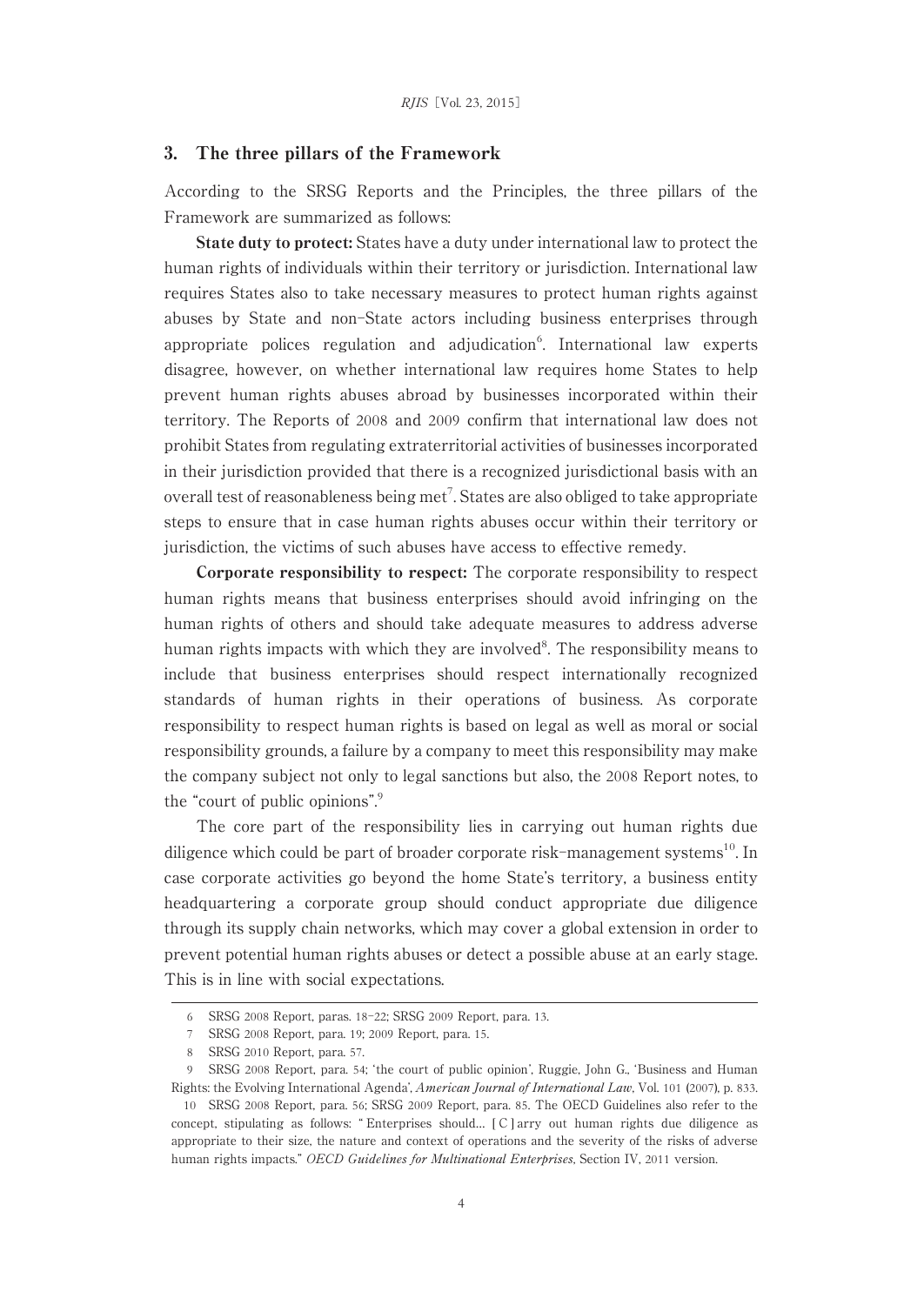## 3. The three pillars of the Framework

According to the SRSG Reports and the Principles, the three pillars of the Framework are summarized as follows:

**State duty to protect:** States have a duty under international law to protect the human rights of individuals within their territory or jurisdiction. International law requires States also to take necessary measures to protect human rights against abuses by State and non-State actors including business enterprises through appropriate polices regulation and adjudication[6]. International law experts disagree, however, on whether international law requires home States to help prevent human rights abuses abroad by businesses incorporated within their territory. The Reports of 2008 and 2009 confirm that international law does not prohibit States from regulating extraterritorial activities of businesses incorporated in their jurisdiction provided that there is a recognized jurisdictional basis with an overall test of reasonableness being met[7]. States are also obliged to take appropriate steps to ensure that in case human rights abuses occur within their territory or jurisdiction, the victims of such abuses have access to effective remedy.

**Corporate responsibility to respect:** The corporate responsibility to respect human rights means that business enterprises should avoid infringing on the human rights of others and should take adequate measures to address adverse human rights impacts with which they are involved[8]. The responsibility means to include that business enterprises should respect internationally recognized standards of human rights in their operations of business. As corporate responsibility to respect human rights is based on legal as well as moral or social responsibility grounds, a failure by a company to meet this responsibility may make the company subject not only to legal sanctions but also, the 2008 Report notes, to the "court of public opinions".[9]

The core part of the responsibility lies in carrying out human rights due diligence which could be part of broader corporate risk-management systems[10]. In case corporate activities go beyond the home State's territory, a business entity headquartering a corporate group should conduct appropriate due diligence through its supply chain networks, which may cover a global extension in order to prevent potential human rights abuses or detect a possible abuse at an early stage. This is in line with social expectations.

---

6 SRSG 2008 Report, paras. 18-22; SRSG 2009 Report, para. 13.

7 SRSG 2008 Report, para. 19; 2009 Report, para. 15.

8 SRSG 2010 Report, para. 57.

9 SRSG 2008 Report, para. 54; 'the court of public opinion', Ruggie, John G., 'Business and Human Rights: the Evolving International Agenda', *American Journal of International Law*, Vol. 101 (2007), p. 833.

10 SRSG 2008 Report, para. 56; SRSG 2009 Report, para. 85. The OECD Guidelines also refer to the concept, stipulating as follows: " Enterprises should... [C] arry out human rights due diligence as appropriate to their size, the nature and context of operations and the severity of the risks of adverse human rights impacts." *OECD Guidelines for Multinational Enterprises*, Section IV, 2011 version.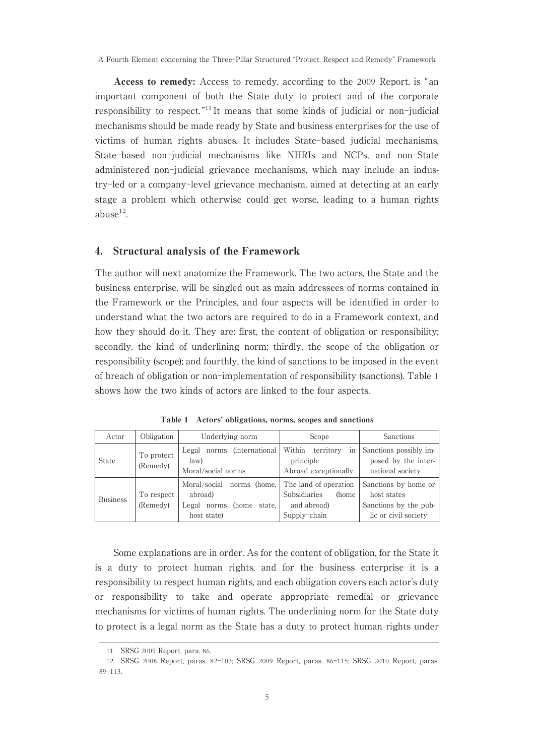**Access to remedy:** Access to remedy, according to the 2009 Report, is "an important component of both the State duty to protect and of the corporate responsibility to respect."[11] It means that some kinds of judicial or non-judicial mechanisms should be made ready by State and business enterprises for the use of victims of human rights abuses. It includes State-based judicial mechanisms, State-based non-judicial mechanisms like NHRIs and NCPs, and non-State administered non-judicial grievance mechanisms, which may include an industry-led or a company-level grievance mechanism, aimed at detecting at an early stage a problem which otherwise could get worse, leading to a human rights abuse[12].

## 4. Structural analysis of the Framework

The author will next anatomize the Framework. The two actors, the State and the business enterprise, will be singled out as main addressees of norms contained in the Framework or the Principles, and four aspects will be identified in order to understand what the two actors are required to do in a Framework context, and how they should do it. They are: first, the content of obligation or responsibility; secondly, the kind of underlining norm; thirdly, the scope of the obligation or responsibility (scope); and fourthly, the kind of sanctions to be imposed in the event of breach of obligation or non-implementation of responsibility (sanctions). Table 1 shows how the two kinds of actors are linked to the four aspects.

**Table 1 Actors' obligations, norms, scopes and sanctions**

| Actor | Obligation | Underlying norm | Scope | Sanctions |
|---|---|---|---|---|
| State | To protect (Remedy) | Legal norms (international law)<br>Moral/social norms | Within territory in principle<br>Abroad exceptionally | Sanctions possibly imposed by the international society |
| Business | To respect (Remedy) | Moral/social norms (home, abroad)<br>Legal norms (home state, host state) | The land of operation<br>Subsidiaries (home and abroad)<br>Supply-chain | Sanctions by home or host states<br>Sanctions by the public or civil society |

Some explanations are in order. As for the content of obligation, for the State it is a duty to protect human rights, and for the business enterprise it is a responsibility to respect human rights, and each obligation covers each actor's duty or responsibility to take and operate appropriate remedial or grievance mechanisms for victims of human rights. The underlining norm for the State duty to protect is a legal norm as the State has a duty to protect human rights under

---

11 SRSG 2009 Report, para. 86.

12 SRSG 2008 Report, paras. 82-103; SRSG 2009 Report, paras. 86-115; SRSG 2010 Report, paras. 89-113.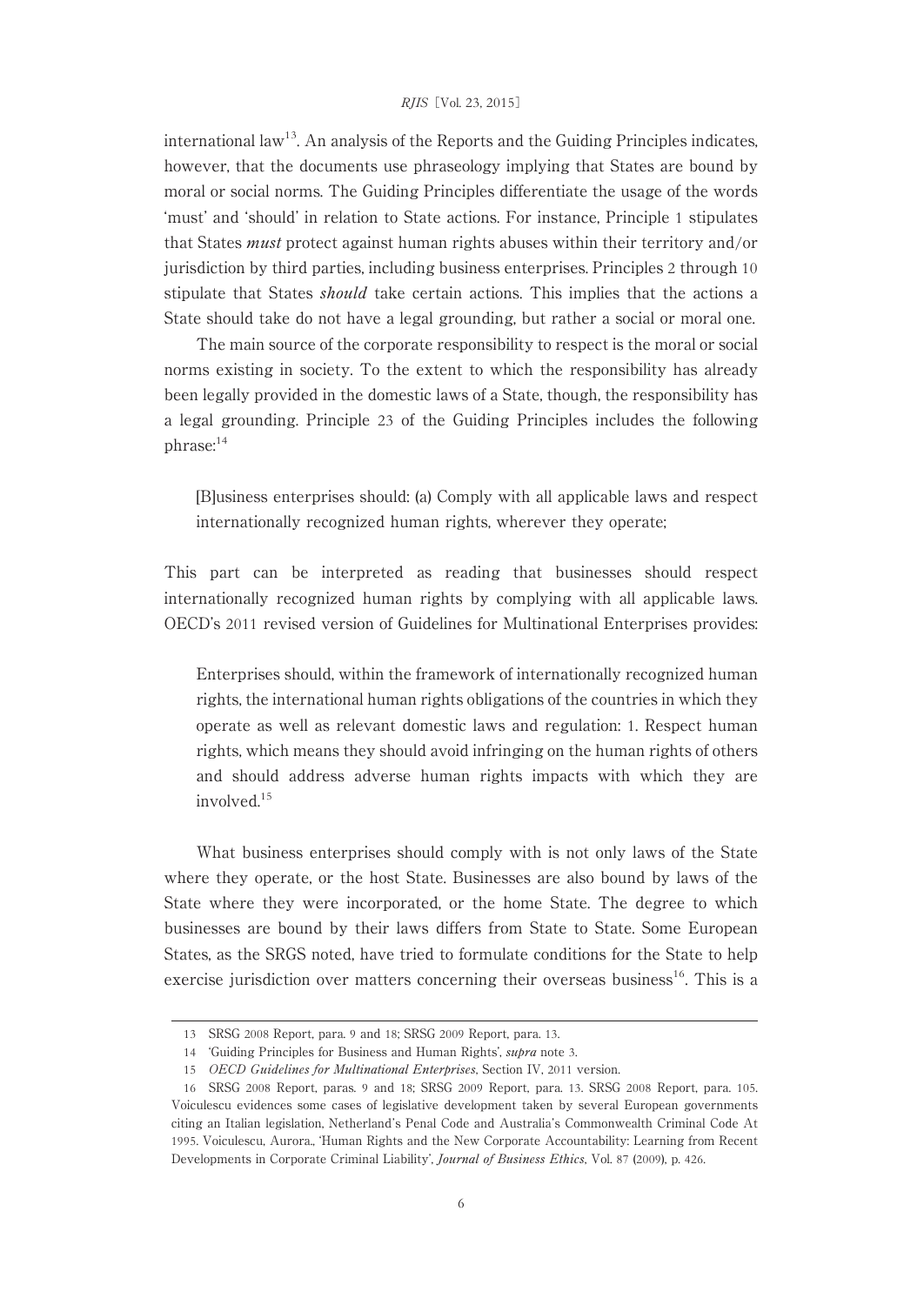international law[13]. An analysis of the Reports and the Guiding Principles indicates, however, that the documents use phraseology implying that States are bound by moral or social norms. The Guiding Principles differentiate the usage of the words 'must' and 'should' in relation to State actions. For instance, Principle 1 stipulates that States *must* protect against human rights abuses within their territory and/or jurisdiction by third parties, including business enterprises. Principles 2 through 10 stipulate that States *should* take certain actions. This implies that the actions a State should take do not have a legal grounding, but rather a social or moral one.

The main source of the corporate responsibility to respect is the moral or social norms existing in society. To the extent to which the responsibility has already been legally provided in the domestic laws of a State, though, the responsibility has a legal grounding. Principle 23 of the Guiding Principles includes the following phrase:[14]

> [B]usiness enterprises should: (a) Comply with all applicable laws and respect internationally recognized human rights, wherever they operate;

This part can be interpreted as reading that businesses should respect internationally recognized human rights by complying with all applicable laws. OECD's 2011 revised version of Guidelines for Multinational Enterprises provides:

> Enterprises should, within the framework of internationally recognized human rights, the international human rights obligations of the countries in which they operate as well as relevant domestic laws and regulation: 1. Respect human rights, which means they should avoid infringing on the human rights of others and should address adverse human rights impacts with which they are involved.[15]

What business enterprises should comply with is not only laws of the State where they operate, or the host State. Businesses are also bound by laws of the State where they were incorporated, or the home State. The degree to which businesses are bound by their laws differs from State to State. Some European States, as the SRGS noted, have tried to formulate conditions for the State to help exercise jurisdiction over matters concerning their overseas business[16]. This is a

---

13 SRSG 2008 Report, para. 9 and 18; SRSG 2009 Report, para. 13.

14 'Guiding Principles for Business and Human Rights', *supra* note 3.

15 *OECD Guidelines for Multinational Enterprises*, Section IV, 2011 version.

16 SRSG 2008 Report, paras. 9 and 18; SRSG 2009 Report, para. 13. SRSG 2008 Report, para. 105. Voiculescu evidences some cases of legislative development taken by several European governments citing an Italian legislation, Netherland's Penal Code and Australia's Commonwealth Criminal Code At 1995. Voiculescu, Aurora., 'Human Rights and the New Corporate Accountability: Learning from Recent Developments in Corporate Criminal Liability', *Journal of Business Ethics*, Vol. 87 (2009), p. 426.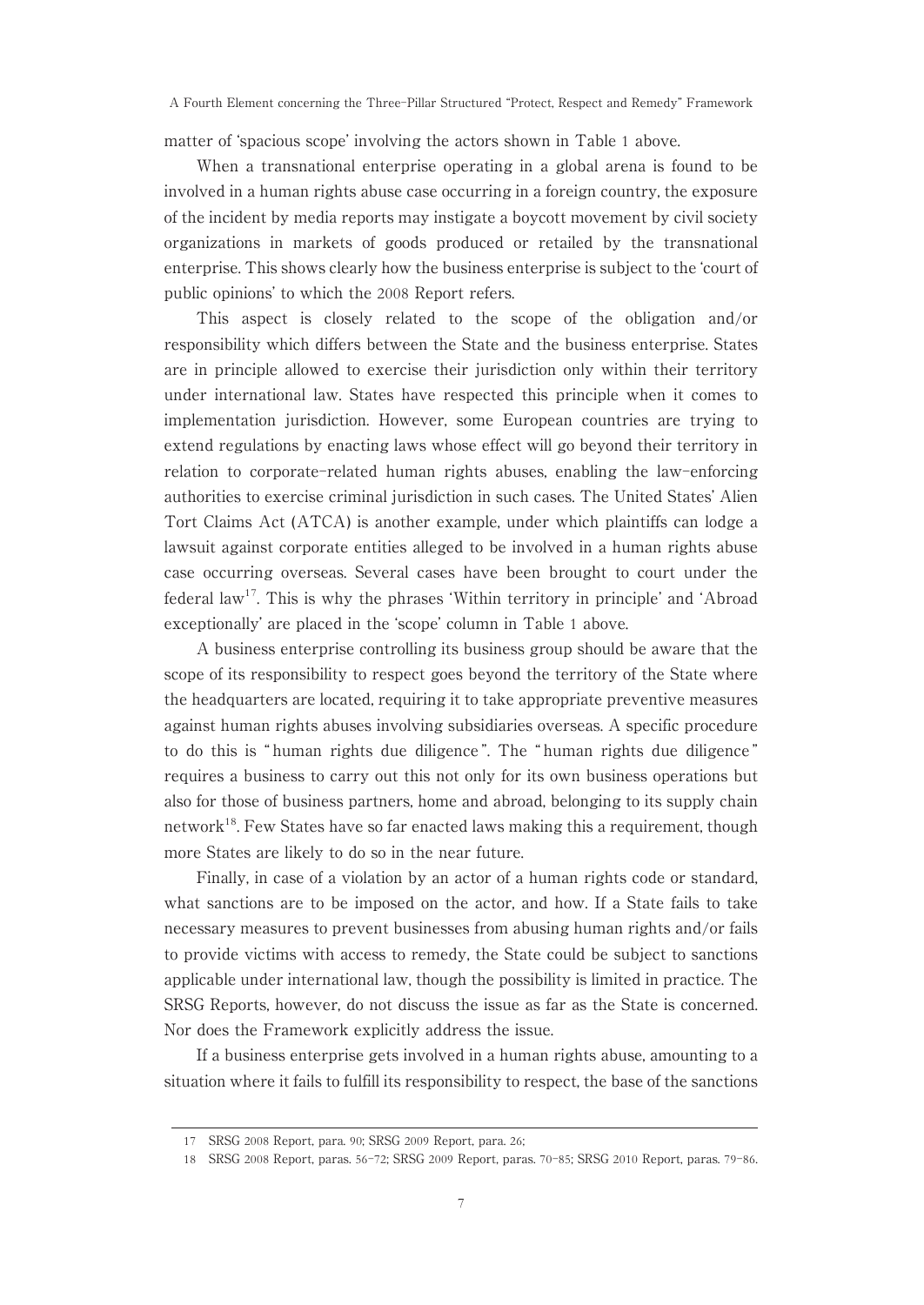matter of 'spacious scope' involving the actors shown in Table 1 above.

When a transnational enterprise operating in a global arena is found to be involved in a human rights abuse case occurring in a foreign country, the exposure of the incident by media reports may instigate a boycott movement by civil society organizations in markets of goods produced or retailed by the transnational enterprise. This shows clearly how the business enterprise is subject to the 'court of public opinions' to which the 2008 Report refers.

This aspect is closely related to the scope of the obligation and/or responsibility which differs between the State and the business enterprise. States are in principle allowed to exercise their jurisdiction only within their territory under international law. States have respected this principle when it comes to implementation jurisdiction. However, some European countries are trying to extend regulations by enacting laws whose effect will go beyond their territory in relation to corporate-related human rights abuses, enabling the law-enforcing authorities to exercise criminal jurisdiction in such cases. The United States' Alien Tort Claims Act (ATCA) is another example, under which plaintiffs can lodge a lawsuit against corporate entities alleged to be involved in a human rights abuse case occurring overseas. Several cases have been brought to court under the federal law[17]. This is why the phrases 'Within territory in principle' and 'Abroad exceptionally' are placed in the 'scope' column in Table 1 above.

A business enterprise controlling its business group should be aware that the scope of its responsibility to respect goes beyond the territory of the State where the headquarters are located, requiring it to take appropriate preventive measures against human rights abuses involving subsidiaries overseas. A specific procedure to do this is "human rights due diligence". The "human rights due diligence" requires a business to carry out this not only for its own business operations but also for those of business partners, home and abroad, belonging to its supply chain network[18]. Few States have so far enacted laws making this a requirement, though more States are likely to do so in the near future.

Finally, in case of a violation by an actor of a human rights code or standard, what sanctions are to be imposed on the actor, and how. If a State fails to take necessary measures to prevent businesses from abusing human rights and/or fails to provide victims with access to remedy, the State could be subject to sanctions applicable under international law, though the possibility is limited in practice. The SRSG Reports, however, do not discuss the issue as far as the State is concerned. Nor does the Framework explicitly address the issue.

If a business enterprise gets involved in a human rights abuse, amounting to a situation where it fails to fulfill its responsibility to respect, the base of the sanctions

---

17 SRSG 2008 Report, para. 90; SRSG 2009 Report, para. 26;

18 SRSG 2008 Report, paras. 56-72; SRSG 2009 Report, paras. 70-85; SRSG 2010 Report, paras. 79-86.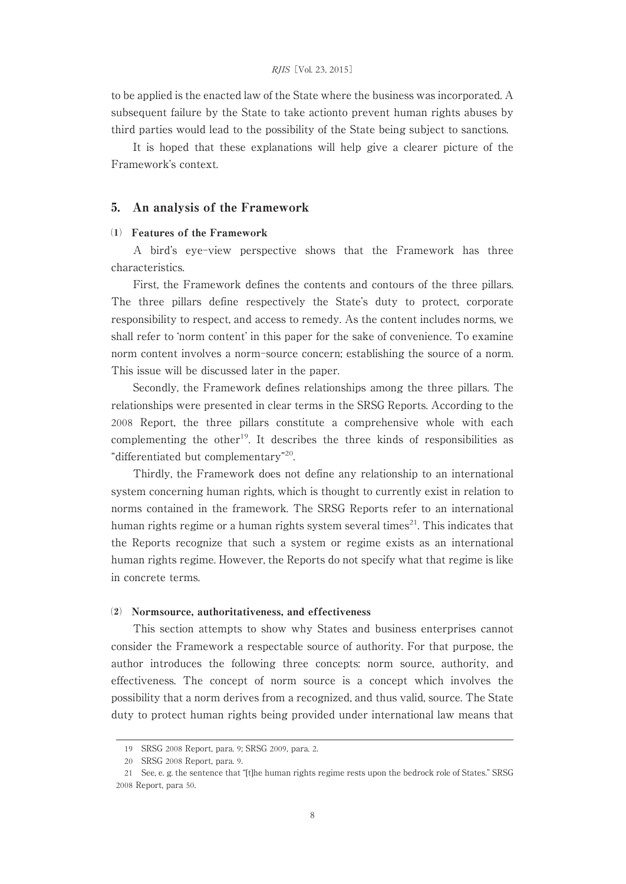to be applied is the enacted law of the State where the business was incorporated. A subsequent failure by the State to take actionto prevent human rights abuses by third parties would lead to the possibility of the State being subject to sanctions.

It is hoped that these explanations will help give a clearer picture of the Framework's context.

## 5. An analysis of the Framework

### (1) Features of the Framework

A bird's eye-view perspective shows that the Framework has three characteristics.

First, the Framework defines the contents and contours of the three pillars. The three pillars define respectively the State's duty to protect, corporate responsibility to respect, and access to remedy. As the content includes norms, we shall refer to 'norm content' in this paper for the sake of convenience. To examine norm content involves a norm-source concern; establishing the source of a norm. This issue will be discussed later in the paper.

Secondly, the Framework defines relationships among the three pillars. The relationships were presented in clear terms in the SRSG Reports. According to the 2008 Report, the three pillars constitute a comprehensive whole with each complementing the other[19]. It describes the three kinds of responsibilities as "differentiated but complementary"[20].

Thirdly, the Framework does not define any relationship to an international system concerning human rights, which is thought to currently exist in relation to norms contained in the framework. The SRSG Reports refer to an international human rights regime or a human rights system several times[21]. This indicates that the Reports recognize that such a system or regime exists as an international human rights regime. However, the Reports do not specify what that regime is like in concrete terms.

### (2) Normsource, authoritativeness, and effectiveness

This section attempts to show why States and business enterprises cannot consider the Framework a respectable source of authority. For that purpose, the author introduces the following three concepts: norm source, authority, and effectiveness. The concept of norm source is a concept which involves the possibility that a norm derives from a recognized, and thus valid, source. The State duty to protect human rights being provided under international law means that

---

19 SRSG 2008 Report, para. 9; SRSG 2009, para. 2.

20 SRSG 2008 Report, para. 9.

21 See, e. g. the sentence that "[t]he human rights regime rests upon the bedrock role of States." SRSG 2008 Report, para 50.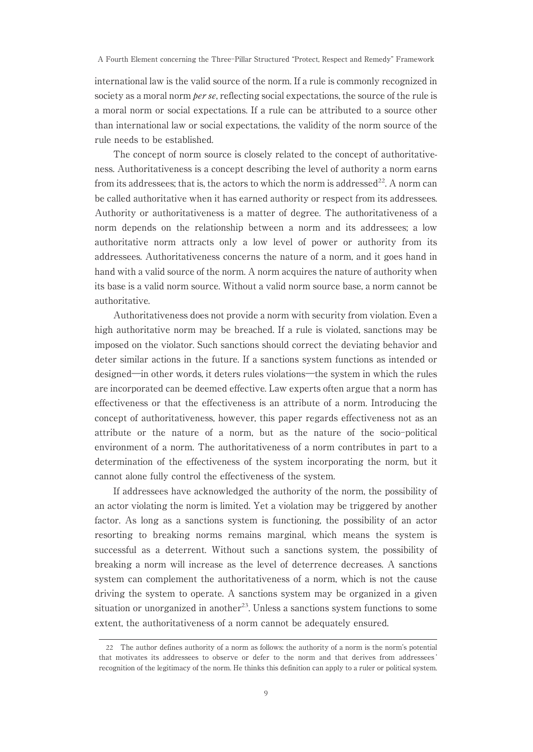international law is the valid source of the norm. If a rule is commonly recognized in society as a moral norm *per se*, reflecting social expectations, the source of the rule is a moral norm or social expectations. If a rule can be attributed to a source other than international law or social expectations, the validity of the norm source of the rule needs to be established.

The concept of norm source is closely related to the concept of authoritativeness. Authoritativeness is a concept describing the level of authority a norm earns from its addressees; that is, the actors to which the norm is addressed[22]. A norm can be called authoritative when it has earned authority or respect from its addressees. Authority or authoritativeness is a matter of degree. The authoritativeness of a norm depends on the relationship between a norm and its addressees; a low authoritative norm attracts only a low level of power or authority from its addressees. Authoritativeness concerns the nature of a norm, and it goes hand in hand with a valid source of the norm. A norm acquires the nature of authority when its base is a valid norm source. Without a valid norm source base, a norm cannot be authoritative.

Authoritativeness does not provide a norm with security from violation. Even a high authoritative norm may be breached. If a rule is violated, sanctions may be imposed on the violator. Such sanctions should correct the deviating behavior and deter similar actions in the future. If a sanctions system functions as intended or designed—in other words, it deters rules violations—the system in which the rules are incorporated can be deemed effective. Law experts often argue that a norm has effectiveness or that the effectiveness is an attribute of a norm. Introducing the concept of authoritativeness, however, this paper regards effectiveness not as an attribute or the nature of a norm, but as the nature of the socio-political environment of a norm. The authoritativeness of a norm contributes in part to a determination of the effectiveness of the system incorporating the norm, but it cannot alone fully control the effectiveness of the system.

If addressees have acknowledged the authority of the norm, the possibility of an actor violating the norm is limited. Yet a violation may be triggered by another factor. As long as a sanctions system is functioning, the possibility of an actor resorting to breaking norms remains marginal, which means the system is successful as a deterrent. Without such a sanctions system, the possibility of breaking a norm will increase as the level of deterrence decreases. A sanctions system can complement the authoritativeness of a norm, which is not the cause driving the system to operate. A sanctions system may be organized in a given situation or unorganized in another[23]. Unless a sanctions system functions to some extent, the authoritativeness of a norm cannot be adequately ensured.

---

22 The author defines authority of a norm as follows: the authority of a norm is the norm's potential that motivates its addressees to observe or defer to the norm and that derives from addressees' recognition of the legitimacy of the norm. He thinks this definition can apply to a ruler or political system.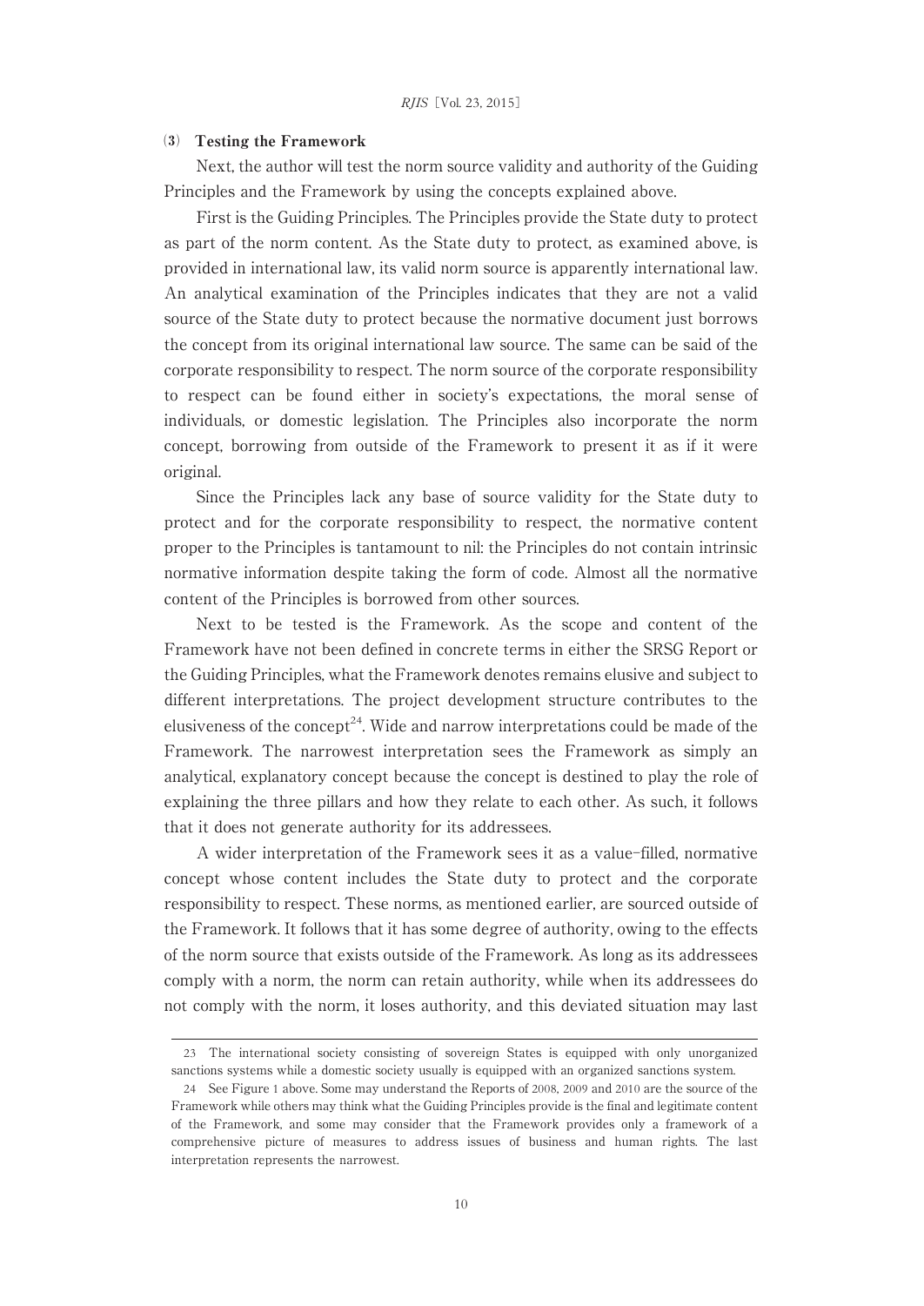### (3) Testing the Framework

Next, the author will test the norm source validity and authority of the Guiding Principles and the Framework by using the concepts explained above.

First is the Guiding Principles. The Principles provide the State duty to protect as part of the norm content. As the State duty to protect, as examined above, is provided in international law, its valid norm source is apparently international law. An analytical examination of the Principles indicates that they are not a valid source of the State duty to protect because the normative document just borrows the concept from its original international law source. The same can be said of the corporate responsibility to respect. The norm source of the corporate responsibility to respect can be found either in society's expectations, the moral sense of individuals, or domestic legislation. The Principles also incorporate the norm concept, borrowing from outside of the Framework to present it as if it were original.

Since the Principles lack any base of source validity for the State duty to protect and for the corporate responsibility to respect, the normative content proper to the Principles is tantamount to nil: the Principles do not contain intrinsic normative information despite taking the form of code. Almost all the normative content of the Principles is borrowed from other sources.

Next to be tested is the Framework. As the scope and content of the Framework have not been defined in concrete terms in either the SRSG Report or the Guiding Principles, what the Framework denotes remains elusive and subject to different interpretations. The project development structure contributes to the elusiveness of the concept[24]. Wide and narrow interpretations could be made of the Framework. The narrowest interpretation sees the Framework as simply an analytical, explanatory concept because the concept is destined to play the role of explaining the three pillars and how they relate to each other. As such, it follows that it does not generate authority for its addressees.

A wider interpretation of the Framework sees it as a value-filled, normative concept whose content includes the State duty to protect and the corporate responsibility to respect. These norms, as mentioned earlier, are sourced outside of the Framework. It follows that it has some degree of authority, owing to the effects of the norm source that exists outside of the Framework. As long as its addressees comply with a norm, the norm can retain authority, while when its addressees do not comply with the norm, it loses authority, and this deviated situation may last

---

23 The international society consisting of sovereign States is equipped with only unorganized sanctions systems while a domestic society usually is equipped with an organized sanctions system.

24 See Figure 1 above. Some may understand the Reports of 2008, 2009 and 2010 are the source of the Framework while others may think what the Guiding Principles provide is the final and legitimate content of the Framework, and some may consider that the Framework provides only a framework of a comprehensive picture of measures to address issues of business and human rights. The last interpretation represents the narrowest.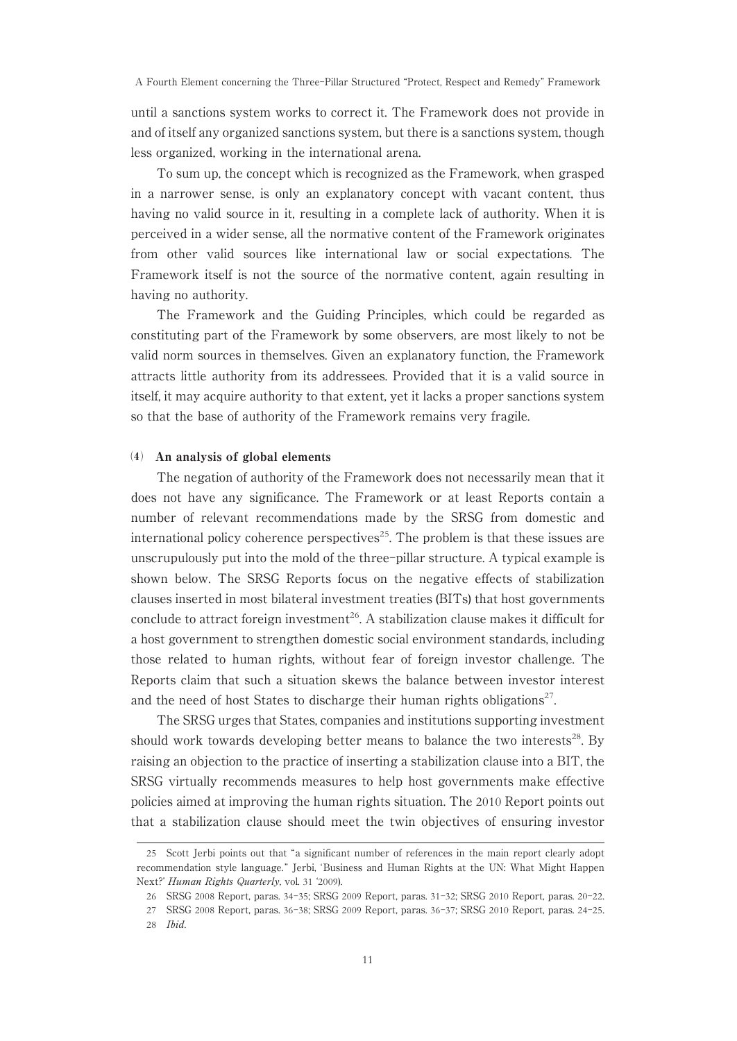until a sanctions system works to correct it. The Framework does not provide in and of itself any organized sanctions system, but there is a sanctions system, though less organized, working in the international arena.

To sum up, the concept which is recognized as the Framework, when grasped in a narrower sense, is only an explanatory concept with vacant content, thus having no valid source in it, resulting in a complete lack of authority. When it is perceived in a wider sense, all the normative content of the Framework originates from other valid sources like international law or social expectations. The Framework itself is not the source of the normative content, again resulting in having no authority.

The Framework and the Guiding Principles, which could be regarded as constituting part of the Framework by some observers, are most likely to not be valid norm sources in themselves. Given an explanatory function, the Framework attracts little authority from its addressees. Provided that it is a valid source in itself, it may acquire authority to that extent, yet it lacks a proper sanctions system so that the base of authority of the Framework remains very fragile.

### (4) An analysis of global elements

The negation of authority of the Framework does not necessarily mean that it does not have any significance. The Framework or at least Reports contain a number of relevant recommendations made by the SRSG from domestic and international policy coherence perspectives[25]. The problem is that these issues are unscrupulously put into the mold of the three-pillar structure. A typical example is shown below. The SRSG Reports focus on the negative effects of stabilization clauses inserted in most bilateral investment treaties (BITs) that host governments conclude to attract foreign investment[26]. A stabilization clause makes it difficult for a host government to strengthen domestic social environment standards, including those related to human rights, without fear of foreign investor challenge. The Reports claim that such a situation skews the balance between investor interest and the need of host States to discharge their human rights obligations[27].

The SRSG urges that States, companies and institutions supporting investment should work towards developing better means to balance the two interests[28]. By raising an objection to the practice of inserting a stabilization clause into a BIT, the SRSG virtually recommends measures to help host governments make effective policies aimed at improving the human rights situation. The 2010 Report points out that a stabilization clause should meet the twin objectives of ensuring investor

---

25 Scott Jerbi points out that "a significant number of references in the main report clearly adopt recommendation style language." Jerbi, 'Business and Human Rights at the UN: What Might Happen Next?' *Human Rights Quarterly*, vol. 31 (2009).

26 SRSG 2008 Report, paras. 34-35; SRSG 2009 Report, paras. 31-32; SRSG 2010 Report, paras. 20-22.

27 SRSG 2008 Report, paras. 36-38; SRSG 2009 Report, paras. 36-37; SRSG 2010 Report, paras. 24-25.

28 *Ibid.*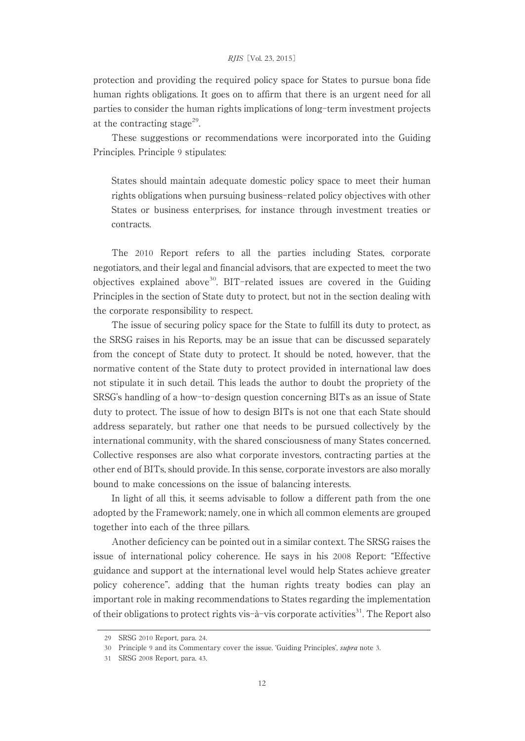protection and providing the required policy space for States to pursue bona fide human rights obligations. It goes on to affirm that there is an urgent need for all parties to consider the human rights implications of long-term investment projects at the contracting stage[29].

These suggestions or recommendations were incorporated into the Guiding Principles. Principle 9 stipulates:

> States should maintain adequate domestic policy space to meet their human rights obligations when pursuing business-related policy objectives with other States or business enterprises, for instance through investment treaties or contracts.

The 2010 Report refers to all the parties including States, corporate negotiators, and their legal and financial advisors, that are expected to meet the two objectives explained above[30]. BIT-related issues are covered in the Guiding Principles in the section of State duty to protect, but not in the section dealing with the corporate responsibility to respect.

The issue of securing policy space for the State to fulfill its duty to protect, as the SRSG raises in his Reports, may be an issue that can be discussed separately from the concept of State duty to protect. It should be noted, however, that the normative content of the State duty to protect provided in international law does not stipulate it in such detail. This leads the author to doubt the propriety of the SRSG's handling of a how-to-design question concerning BITs as an issue of State duty to protect. The issue of how to design BITs is not one that each State should address separately, but rather one that needs to be pursued collectively by the international community, with the shared consciousness of many States concerned. Collective responses are also what corporate investors, contracting parties at the other end of BITs, should provide. In this sense, corporate investors are also morally bound to make concessions on the issue of balancing interests.

In light of all this, it seems advisable to follow a different path from the one adopted by the Framework; namely, one in which all common elements are grouped together into each of the three pillars.

Another deficiency can be pointed out in a similar context. The SRSG raises the issue of international policy coherence. He says in his 2008 Report: "Effective guidance and support at the international level would help States achieve greater policy coherence", adding that the human rights treaty bodies can play an important role in making recommendations to States regarding the implementation of their obligations to protect rights vis-à-vis corporate activities[31]. The Report also

---

29 SRSG 2010 Report, para. 24.

30 Principle 9 and its Commentary cover the issue. 'Guiding Principles', ***supra*** note 3.

31 SRSG 2008 Report, para. 43.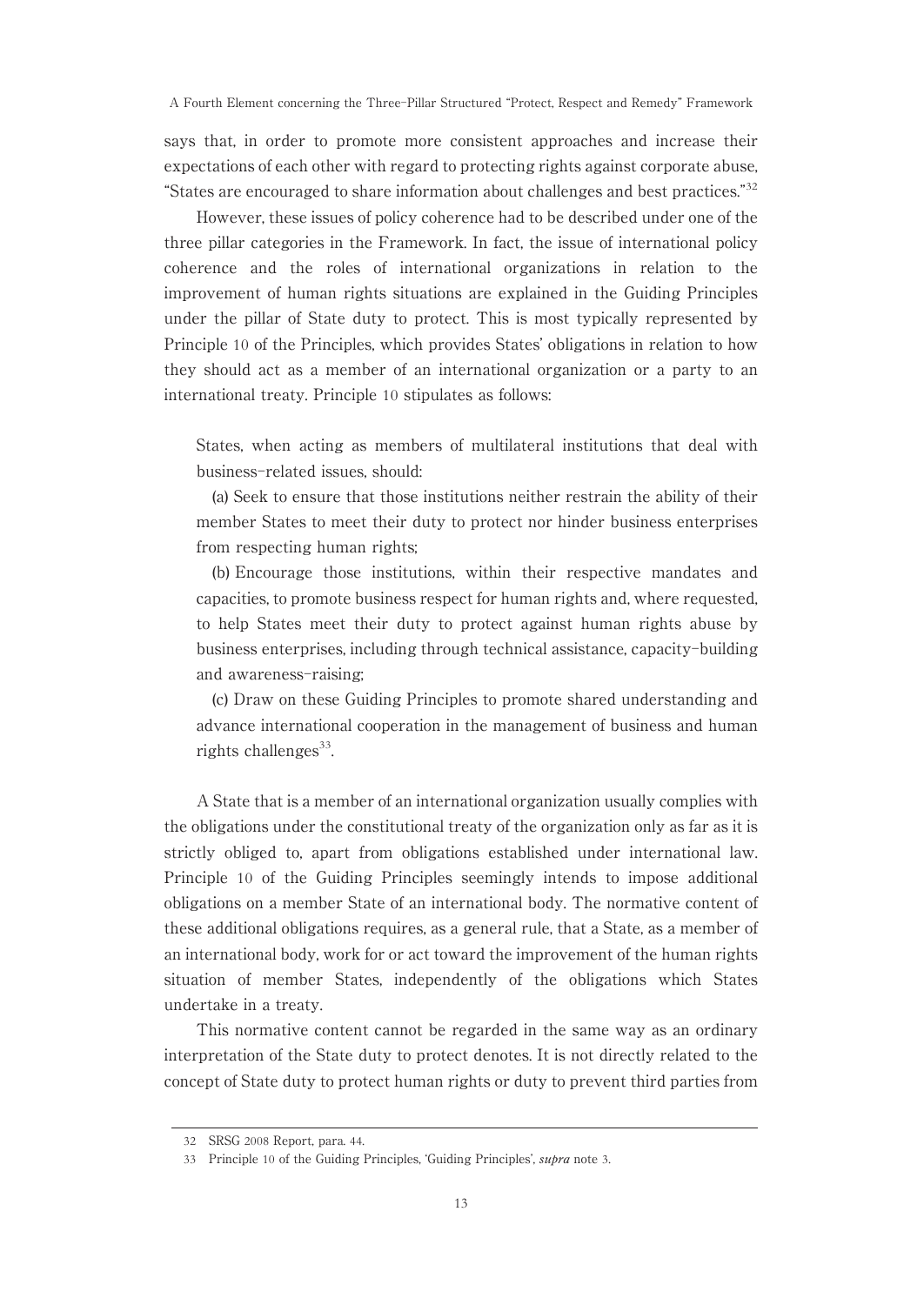says that, in order to promote more consistent approaches and increase their expectations of each other with regard to protecting rights against corporate abuse, "States are encouraged to share information about challenges and best practices."[32]

However, these issues of policy coherence had to be described under one of the three pillar categories in the Framework. In fact, the issue of international policy coherence and the roles of international organizations in relation to the improvement of human rights situations are explained in the Guiding Principles under the pillar of State duty to protect. This is most typically represented by Principle 10 of the Principles, which provides States' obligations in relation to how they should act as a member of an international organization or a party to an international treaty. Principle 10 stipulates as follows:

> States, when acting as members of multilateral institutions that deal with business-related issues, should:
>
> (a) Seek to ensure that those institutions neither restrain the ability of their member States to meet their duty to protect nor hinder business enterprises from respecting human rights;
>
> (b) Encourage those institutions, within their respective mandates and capacities, to promote business respect for human rights and, where requested, to help States meet their duty to protect against human rights abuse by business enterprises, including through technical assistance, capacity-building and awareness-raising;
>
> (c) Draw on these Guiding Principles to promote shared understanding and advance international cooperation in the management of business and human rights challenges[33].

A State that is a member of an international organization usually complies with the obligations under the constitutional treaty of the organization only as far as it is strictly obliged to, apart from obligations established under international law. Principle 10 of the Guiding Principles seemingly intends to impose additional obligations on a member State of an international body. The normative content of these additional obligations requires, as a general rule, that a State, as a member of an international body, work for or act toward the improvement of the human rights situation of member States, independently of the obligations which States undertake in a treaty.

This normative content cannot be regarded in the same way as an ordinary interpretation of the State duty to protect denotes. It is not directly related to the concept of State duty to protect human rights or duty to prevent third parties from

---

32 SRSG 2008 Report, para. 44.

33 Principle 10 of the Guiding Principles, 'Guiding Principles', *supra* note 3.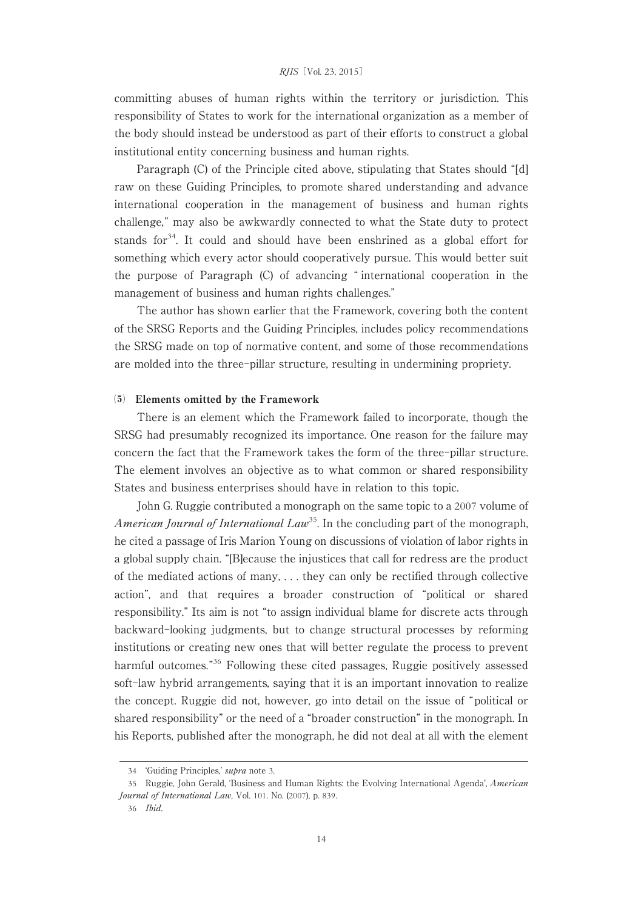committing abuses of human rights within the territory or jurisdiction. This responsibility of States to work for the international organization as a member of the body should instead be understood as part of their efforts to construct a global institutional entity concerning business and human rights.

Paragraph (C) of the Principle cited above, stipulating that States should "[d]raw on these Guiding Principles, to promote shared understanding and advance international cooperation in the management of business and human rights challenge," may also be awkwardly connected to what the State duty to protect stands for[34]. It could and should have been enshrined as a global effort for something which every actor should cooperatively pursue. This would better suit the purpose of Paragraph (C) of advancing " international cooperation in the management of business and human rights challenges."

The author has shown earlier that the Framework, covering both the content of the SRSG Reports and the Guiding Principles, includes policy recommendations the SRSG made on top of normative content, and some of those recommendations are molded into the three-pillar structure, resulting in undermining propriety.

### (5) Elements omitted by the Framework

There is an element which the Framework failed to incorporate, though the SRSG had presumably recognized its importance. One reason for the failure may concern the fact that the Framework takes the form of the three-pillar structure. The element involves an objective as to what common or shared responsibility States and business enterprises should have in relation to this topic.

John G. Ruggie contributed a monograph on the same topic to a 2007 volume of *American Journal of International Law*[35]. In the concluding part of the monograph, he cited a passage of Iris Marion Young on discussions of violation of labor rights in a global supply chain. "[B]ecause the injustices that call for redress are the product of the mediated actions of many, . . . they can only be rectified through collective action", and that requires a broader construction of "political or shared responsibility." Its aim is not "to assign individual blame for discrete acts through backward-looking judgments, but to change structural processes by reforming institutions or creating new ones that will better regulate the process to prevent harmful outcomes."[36] Following these cited passages, Ruggie positively assessed soft-law hybrid arrangements, saying that it is an important innovation to realize the concept. Ruggie did not, however, go into detail on the issue of "political or shared responsibility" or the need of a "broader construction" in the monograph. In his Reports, published after the monograph, he did not deal at all with the element

---

34 'Guiding Principles,' *supra* note 3.

35 Ruggie, John Gerald, 'Business and Human Rights: the Evolving International Agenda', *American Journal of International Law*, Vol. 101. No. (2007), p. 839.

36 *Ibid.*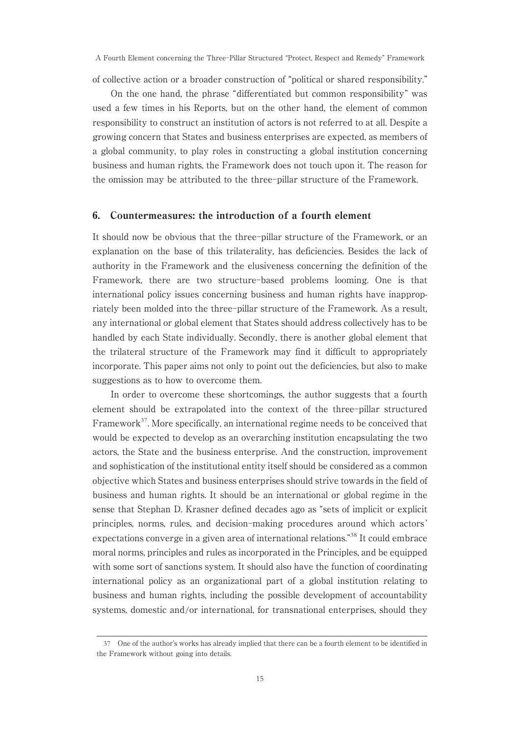of collective action or a broader construction of "political or shared responsibility."

On the one hand, the phrase "differentiated but common responsibility" was used a few times in his Reports, but on the other hand, the element of common responsibility to construct an institution of actors is not referred to at all. Despite a growing concern that States and business enterprises are expected, as members of a global community, to play roles in constructing a global institution concerning business and human rights, the Framework does not touch upon it. The reason for the omission may be attributed to the three-pillar structure of the Framework.

## 6. Countermeasures: the introduction of a fourth element

It should now be obvious that the three-pillar structure of the Framework, or an explanation on the base of this trilaterality, has deficiencies. Besides the lack of authority in the Framework and the elusiveness concerning the definition of the Framework, there are two structure-based problems looming. One is that international policy issues concerning business and human rights have inappropriately been molded into the three-pillar structure of the Framework. As a result, any international or global element that States should address collectively has to be handled by each State individually. Secondly, there is another global element that the trilateral structure of the Framework may find it difficult to appropriately incorporate. This paper aims not only to point out the deficiencies, but also to make suggestions as to how to overcome them.

In order to overcome these shortcomings, the author suggests that a fourth element should be extrapolated into the context of the three-pillar structured Framework[37]. More specifically, an international regime needs to be conceived that would be expected to develop as an overarching institution encapsulating the two actors, the State and the business enterprise. And the construction, improvement and sophistication of the institutional entity itself should be considered as a common objective which States and business enterprises should strive towards in the field of business and human rights. It should be an international or global regime in the sense that Stephan D. Krasner defined decades ago as "sets of implicit or explicit principles, norms, rules, and decision-making procedures around which actors' expectations converge in a given area of international relations."[38] It could embrace moral norms, principles and rules as incorporated in the Principles, and be equipped with some sort of sanctions system. It should also have the function of coordinating international policy as an organizational part of a global institution relating to business and human rights, including the possible development of accountability systems, domestic and/or international, for transnational enterprises, should they

---

37 One of the author's works has already implied that there can be a fourth element to be identified in the Framework without going into details.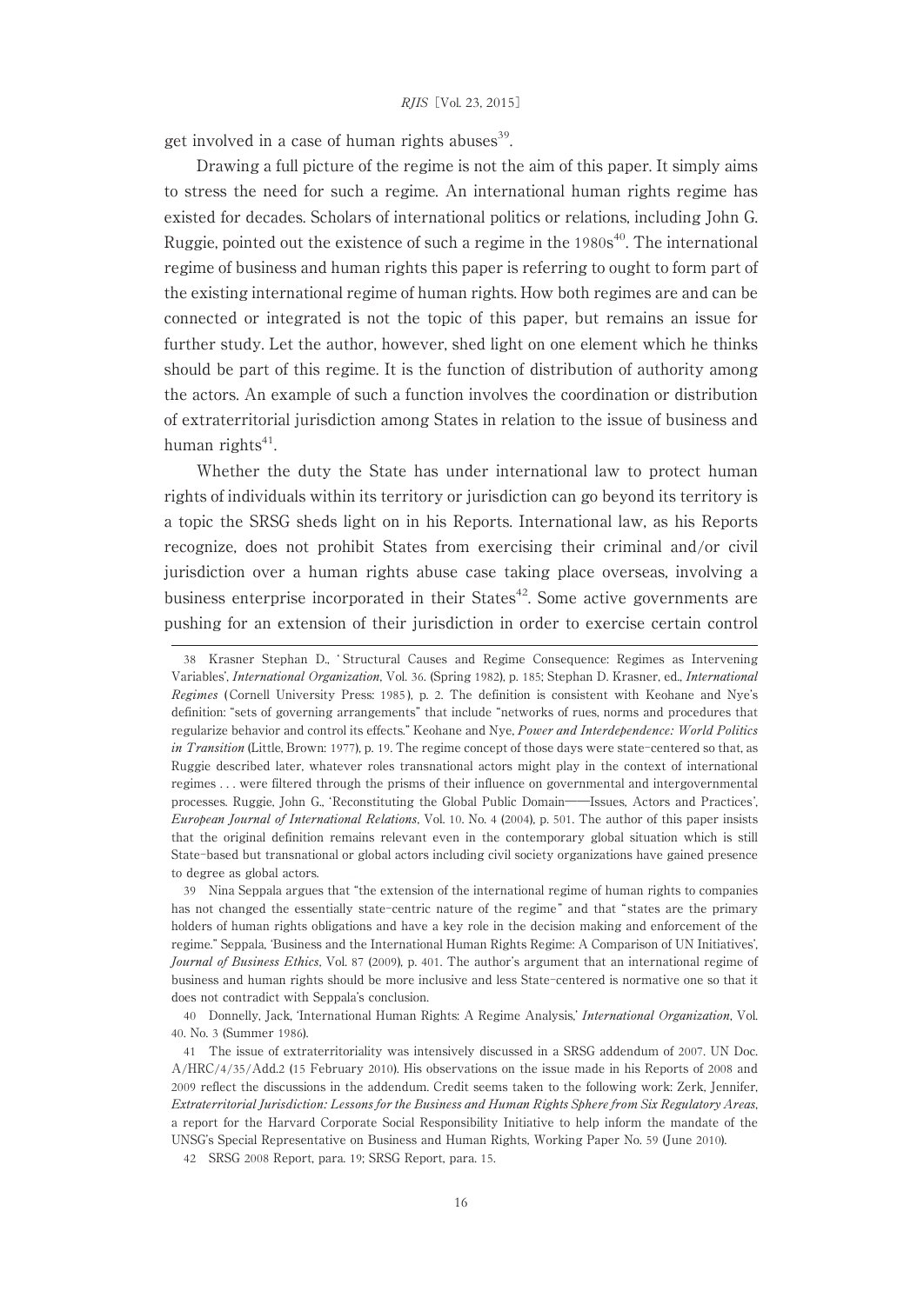get involved in a case of human rights abuses[39].

Drawing a full picture of the regime is not the aim of this paper. It simply aims to stress the need for such a regime. An international human rights regime has existed for decades. Scholars of international politics or relations, including John G. Ruggie, pointed out the existence of such a regime in the 1980s[40]. The international regime of business and human rights this paper is referring to ought to form part of the existing international regime of human rights. How both regimes are and can be connected or integrated is not the topic of this paper, but remains an issue for further study. Let the author, however, shed light on one element which he thinks should be part of this regime. It is the function of distribution of authority among the actors. An example of such a function involves the coordination or distribution of extraterritorial jurisdiction among States in relation to the issue of business and human rights[41].

Whether the duty the State has under international law to protect human rights of individuals within its territory or jurisdiction can go beyond its territory is a topic the SRSG sheds light on in his Reports. International law, as his Reports recognize, does not prohibit States from exercising their criminal and/or civil jurisdiction over a human rights abuse case taking place overseas, involving a business enterprise incorporated in their States[42]. Some active governments are pushing for an extension of their jurisdiction in order to exercise certain control

---

38 Krasner Stephan D., 'Structural Causes and Regime Consequence: Regimes as Intervening Variables', *International Organization*, Vol. 36. (Spring 1982), p. 185; Stephan D. Krasner, ed., *International Regimes* (Cornell University Press: 1985), p. 2. The definition is consistent with Keohane and Nye's definition: "sets of governing arrangements" that include "networks of rues, norms and procedures that regularize behavior and control its effects." Keohane and Nye, *Power and Interdependence: World Politics in Transition* (Little, Brown: 1977), p. 19. The regime concept of those days were state-centered so that, as Ruggie described later, whatever roles transnational actors might play in the context of international regimes . . . were filtered through the prisms of their influence on governmental and intergovernmental processes. Ruggie, John G., 'Reconstituting the Global Public Domain——Issues, Actors and Practices', *European Journal of International Relations*, Vol. 10. No. 4 (2004), p. 501. The author of this paper insists that the original definition remains relevant even in the contemporary global situation which is still State-based but transnational or global actors including civil society organizations have gained presence to degree as global actors.

39 Nina Seppala argues that "the extension of the international regime of human rights to companies has not changed the essentially state-centric nature of the regime" and that "states are the primary holders of human rights obligations and have a key role in the decision making and enforcement of the regime." Seppala, 'Business and the International Human Rights Regime: A Comparison of UN Initiatives', *Journal of Business Ethics*, Vol. 87 (2009), p. 401. The author's argument that an international regime of business and human rights should be more inclusive and less State-centered is normative one so that it does not contradict with Seppala's conclusion.

40 Donnelly, Jack, 'International Human Rights: A Regime Analysis,' *International Organization*, Vol. 40. No. 3 (Summer 1986).

41 The issue of extraterritoriality was intensively discussed in a SRSG addendum of 2007. UN Doc. A/HRC/4/35/Add.2 (15 February 2010). His observations on the issue made in his Reports of 2008 and 2009 reflect the discussions in the addendum. Credit seems taken to the following work: Zerk, Jennifer, *Extraterritorial Jurisdiction: Lessons for the Business and Human Rights Sphere from Six Regulatory Areas*, a report for the Harvard Corporate Social Responsibility Initiative to help inform the mandate of the UNSG's Special Representative on Business and Human Rights, Working Paper No. 59 (June 2010).

42 SRSG 2008 Report, para. 19; SRSG Report, para. 15.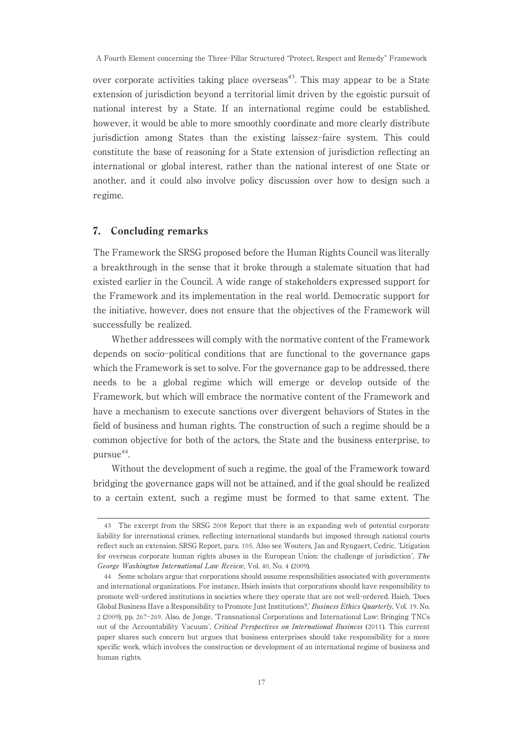over corporate activities taking place overseas[43]. This may appear to be a State extension of jurisdiction beyond a territorial limit driven by the egoistic pursuit of national interest by a State. If an international regime could be established, however, it would be able to more smoothly coordinate and more clearly distribute jurisdiction among States than the existing laissez-faire system. This could constitute the base of reasoning for a State extension of jurisdiction reflecting an international or global interest, rather than the national interest of one State or another, and it could also involve policy discussion over how to design such a regime.

## 7. Concluding remarks

The Framework the SRSG proposed before the Human Rights Council was literally a breakthrough in the sense that it broke through a stalemate situation that had existed earlier in the Council. A wide range of stakeholders expressed support for the Framework and its implementation in the real world. Democratic support for the initiative, however, does not ensure that the objectives of the Framework will successfully be realized.

Whether addressees will comply with the normative content of the Framework depends on socio-political conditions that are functional to the governance gaps which the Framework is set to solve. For the governance gap to be addressed, there needs to be a global regime which will emerge or develop outside of the Framework, but which will embrace the normative content of the Framework and have a mechanism to execute sanctions over divergent behaviors of States in the field of business and human rights. The construction of such a regime should be a common objective for both of the actors, the State and the business enterprise, to pursue[44].

Without the development of such a regime, the goal of the Framework toward bridging the governance gaps will not be attained, and if the goal should be realized to a certain extent, such a regime must be formed to that same extent. The

---

43 The excerpt from the SRSG 2008 Report that there is an expanding web of potential corporate liability for international crimes, reflecting international standards but imposed through national courts reflect such an extension. SRSG Report, para. 105. Also see Wouters, Jan and Ryngaert, Cedric, 'Litigation for overseas corporate human rights abuses in the European Union: the challenge of jurisdiction', *The George Washington International Law Review*, Vol. 40, No. 4 (2009).

44 Some scholars argue that corporations should assume responsibilities associated with governments and international organizations. For instance, Hsieh insists that corporations should have responsibility to promote well-ordered institutions in societies where they operate that are not well-ordered. Hsieh, 'Does Global Business Have a Responsibility to Promote Just Institutions?,' *Business Ethics Quarterly*, Vol. 19. No. 2 (2009), pp. 267-269. Also, de Jonge, 'Transnational Corporations and International Law: Bringing TNCs out of the Accountability Vacuum', *Critical Perspectives on International Business* (2011). This current paper shares such concern but argues that business enterprises should take responsibility for a more specific work, which involves the construction or development of an international regime of business and human rights.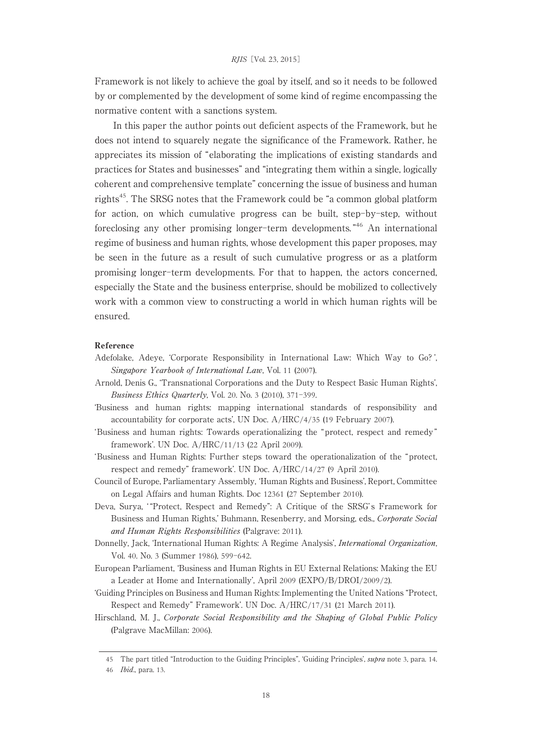Framework is not likely to achieve the goal by itself, and so it needs to be followed by or complemented by the development of some kind of regime encompassing the normative content with a sanctions system.

In this paper the author points out deficient aspects of the Framework, but he does not intend to squarely negate the significance of the Framework. Rather, he appreciates its mission of "elaborating the implications of existing standards and practices for States and businesses" and "integrating them within a single, logically coherent and comprehensive template" concerning the issue of business and human rights[45]. The SRSG notes that the Framework could be "a common global platform for action, on which cumulative progress can be built, step-by-step, without foreclosing any other promising longer-term developments."[46] An international regime of business and human rights, whose development this paper proposes, may be seen in the future as a result of such cumulative progress or as a platform promising longer-term developments. For that to happen, the actors concerned, especially the State and the business enterprise, should be mobilized to collectively work with a common view to constructing a world in which human rights will be ensured.

**Reference**

Adefolake, Adeye, 'Corporate Responsibility in International Law: Which Way to Go?', *Singapore Yearbook of International Law*, Vol. 11 (2007).

Arnold, Denis G., 'Transnational Corporations and the Duty to Respect Basic Human Rights', *Business Ethics Quarterly*, Vol. 20. No. 3 (2010), 371-399.

'Business and human rights: mapping international standards of responsibility and accountability for corporate acts', UN Doc. A/HRC/4/35 (19 February 2007).

'Business and human rights: Towards operationalizing the "protect, respect and remedy" framework'. UN Doc. A/HRC/11/13 (22 April 2009).

'Business and Human Rights: Further steps toward the operationalization of the "protect, respect and remedy" framework'. UN Doc. A/HRC/14/27 (9 April 2010).

Council of Europe, Parliamentary Assembly, 'Human Rights and Business', Report, Committee on Legal Affairs and human Rights. Doc 12361 (27 September 2010).

Deva, Surya, '"Protect, Respect and Remedy": A Critique of the SRSG's Framework for Business and Human Rights,' Buhmann, Resenberry, and Morsing, eds., *Corporate Social and Human Rights Responsibilities* (Palgrave: 2011).

Donnelly, Jack, 'International Human Rights: A Regime Analysis', *International Organization*, Vol. 40. No. 3 (Summer 1986), 599-642.

European Parliament, 'Business and Human Rights in EU External Relations: Making the EU a Leader at Home and Internationally', April 2009 (EXPO/B/DROI/2009/2).

'Guiding Principles on Business and Human Rights: Implementing the United Nations "Protect, Respect and Remedy" Framework'. UN Doc. A/HRC/17/31 (21 March 2011).

Hirschland, M. J., *Corporate Social Responsibility and the Shaping of Global Public Policy* (Palgrave MacMillan: 2006).

---

45 The part titled "Introduction to the Guiding Principles", 'Guiding Principles', *supra* note 3, para. 14.

46 *Ibid*., para. 13.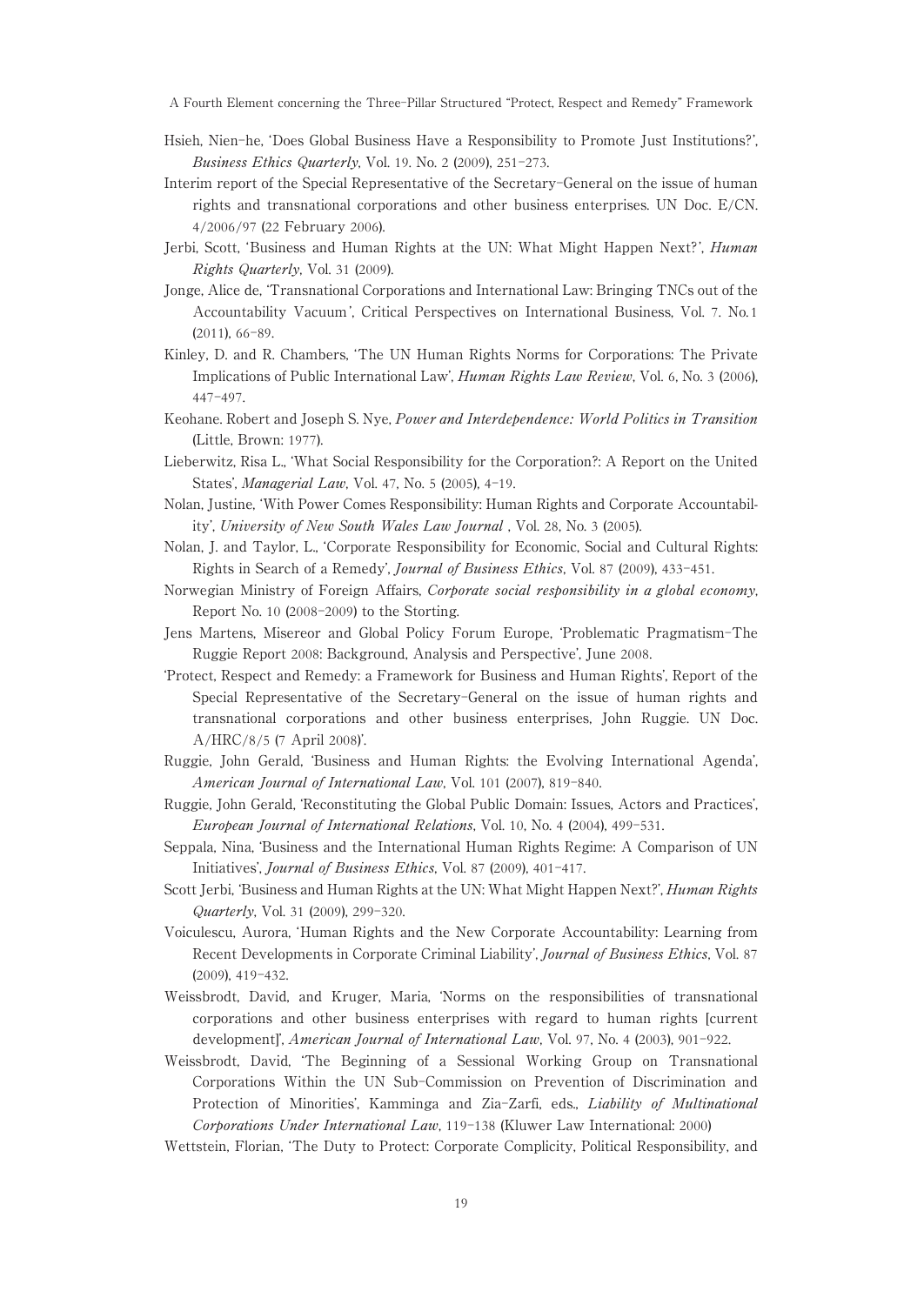Hsieh, Nien-he, 'Does Global Business Have a Responsibility to Promote Just Institutions?', *Business Ethics Quarterly*, Vol. 19. No. 2 (2009), 251-273.

Interim report of the Special Representative of the Secretary-General on the issue of human rights and transnational corporations and other business enterprises. UN Doc. E/CN. 4/2006/97 (22 February 2006).

Jerbi, Scott, 'Business and Human Rights at the UN: What Might Happen Next?', *Human Rights Quarterly*, Vol. 31 (2009).

Jonge, Alice de, 'Transnational Corporations and International Law: Bringing TNCs out of the Accountability Vacuum', Critical Perspectives on International Business, Vol. 7. No.1 (2011), 66-89.

Kinley, D. and R. Chambers, 'The UN Human Rights Norms for Corporations: The Private Implications of Public International Law', *Human Rights Law Review*, Vol. 6, No. 3 (2006), 447-497.

Keohane. Robert and Joseph S. Nye, *Power and Interdependence: World Politics in Transition* (Little, Brown: 1977).

Lieberwitz, Risa L., 'What Social Responsibility for the Corporation?: A Report on the United States', *Managerial Law*, Vol. 47, No. 5 (2005), 4-19.

Nolan, Justine, 'With Power Comes Responsibility: Human Rights and Corporate Accountability', *University of New South Wales Law Journal* , Vol. 28, No. 3 (2005).

Nolan, J. and Taylor, L., 'Corporate Responsibility for Economic, Social and Cultural Rights: Rights in Search of a Remedy', *Journal of Business Ethics*, Vol. 87 (2009), 433-451.

Norwegian Ministry of Foreign Affairs, *Corporate social responsibility in a global economy*, Report No. 10 (2008-2009) to the Storting.

Jens Martens, Misereor and Global Policy Forum Europe, 'Problematic Pragmatism-The Ruggie Report 2008: Background, Analysis and Perspective', June 2008.

'Protect, Respect and Remedy: a Framework for Business and Human Rights', Report of the Special Representative of the Secretary-General on the issue of human rights and transnational corporations and other business enterprises, John Ruggie. UN Doc. A/HRC/8/5 (7 April 2008)'.

Ruggie, John Gerald, 'Business and Human Rights: the Evolving International Agenda', *American Journal of International Law*, Vol. 101 (2007), 819-840.

Ruggie, John Gerald, 'Reconstituting the Global Public Domain: Issues, Actors and Practices', *European Journal of International Relations*, Vol. 10, No. 4 (2004), 499-531.

Seppala, Nina, 'Business and the International Human Rights Regime: A Comparison of UN Initiatives', *Journal of Business Ethics*, Vol. 87 (2009), 401-417.

Scott Jerbi, 'Business and Human Rights at the UN: What Might Happen Next?', *Human Rights Quarterly*, Vol. 31 (2009), 299-320.

Voiculescu, Aurora, 'Human Rights and the New Corporate Accountability: Learning from Recent Developments in Corporate Criminal Liability', *Journal of Business Ethics*, Vol. 87 (2009), 419-432.

Weissbrodt, David, and Kruger, Maria, 'Norms on the responsibilities of transnational corporations and other business enterprises with regard to human rights [current development]', *American Journal of International Law*, Vol. 97, No. 4 (2003), 901-922.

Weissbrodt, David, 'The Beginning of a Sessional Working Group on Transnational Corporations Within the UN Sub-Commission on Prevention of Discrimination and Protection of Minorities', Kamminga and Zia-Zarfi, eds., *Liability of Multinational Corporations Under International Law*, 119-138 (Kluwer Law International: 2000)

Wettstein, Florian, 'The Duty to Protect: Corporate Complicity, Political Responsibility, and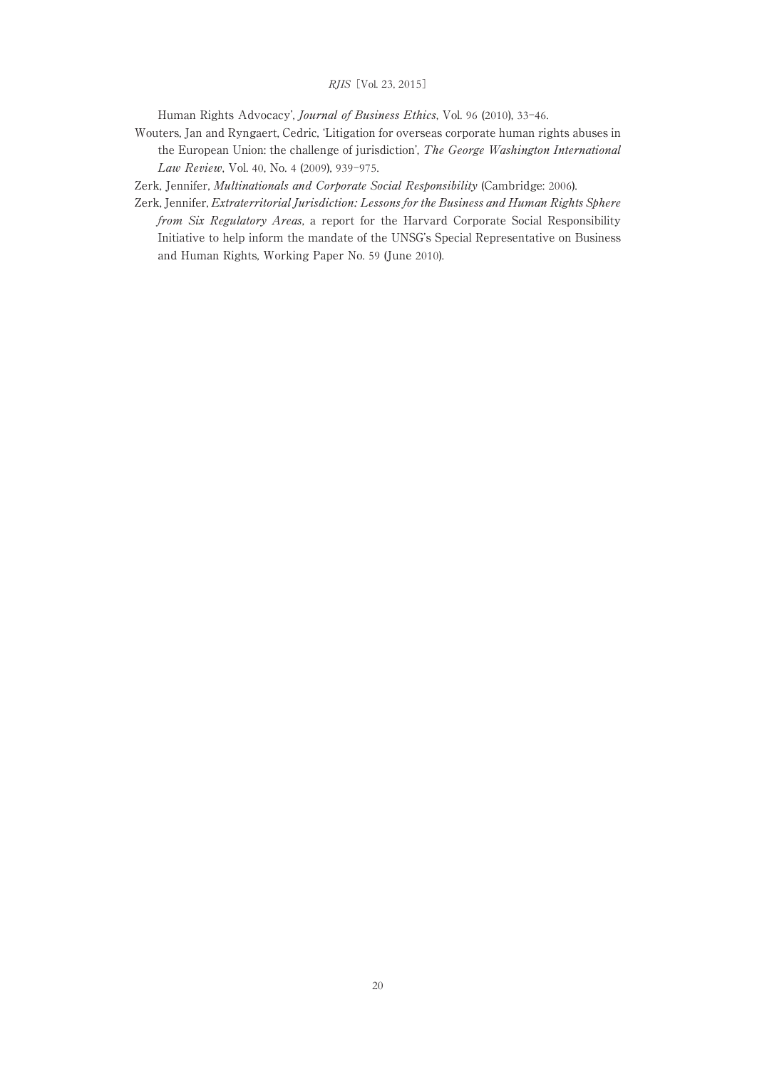Human Rights Advocacy', *Journal of Business Ethics*, Vol. 96 (2010), 33–46.

Wouters, Jan and Ryngaert, Cedric, 'Litigation for overseas corporate human rights abuses in the European Union: the challenge of jurisdiction', *The George Washington International Law Review*, Vol. 40, No. 4 (2009), 939–975.

Zerk, Jennifer, *Multinationals and Corporate Social Responsibility* (Cambridge: 2006).

Zerk, Jennifer, *Extraterritorial Jurisdiction: Lessons for the Business and Human Rights Sphere from Six Regulatory Areas*, a report for the Harvard Corporate Social Responsibility Initiative to help inform the mandate of the UNSG's Special Representative on Business and Human Rights, Working Paper No. 59 (June 2010).